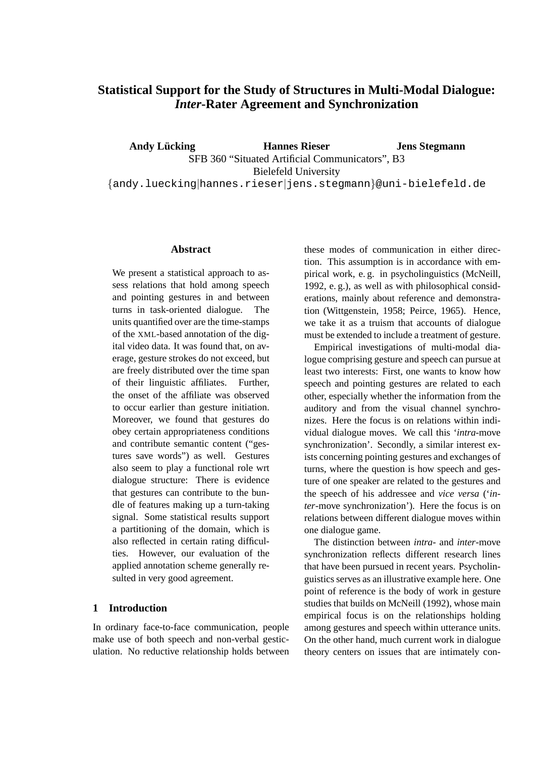# Statistical Support for the Study of Structures in Multi-Modal Dialogue: *Inter*-Rater Agreement and Synchronization

**Andy Lücking** **Hannes Rieser** **Jens Stegmann**

SFB 360 "Situated Artificial Communicators", B3

Bielefeld University

{andy.luecking|hannes.rieser|jens.stegmann}@uni-bielefeld.de

## Abstract

We present a statistical approach to assess relations that hold among speech and pointing gestures in and between turns in task-oriented dialogue. The units quantified over are the time-stamps of the XML-based annotation of the digital video data. It was found that, on average, gesture strokes do not exceed, but are freely distributed over the time span of their linguistic affiliates. Further, the onset of the affiliate was observed to occur earlier than gesture initiation. Moreover, we found that gestures do obey certain appropriateness conditions and contribute semantic content ("gestures save words") as well. Gestures also seem to play a functional role wrt dialogue structure: There is evidence that gestures can contribute to the bundle of features making up a turn-taking signal. Some statistical results support a partitioning of the domain, which is also reflected in certain rating difficulties. However, our evaluation of the applied annotation scheme generally resulted in very good agreement.

## 1 Introduction

In ordinary face-to-face communication, people make use of both speech and non-verbal gesticulation. No reductive relationship holds between these modes of communication in either direction. This assumption is in accordance with empirical work, e. g. in psycholinguistics (McNeill, 1992, e. g.), as well as with philosophical considerations, mainly about reference and demonstration (Wittgenstein, 1958; Peirce, 1965). Hence, we take it as a truism that accounts of dialogue must be extended to include a treatment of gesture.

Empirical investigations of multi-modal dialogue comprising gesture and speech can pursue at least two interests: First, one wants to know how speech and pointing gestures are related to each other, especially whether the information from the auditory and from the visual channel synchronizes. Here the focus is on relations within individual dialogue moves. We call this '*intra*-move synchronization'. Secondly, a similar interest exists concerning pointing gestures and exchanges of turns, where the question is how speech and gesture of one speaker are related to the gestures and the speech of his addressee and *vice versa* ('*inter*-move synchronization'). Here the focus is on relations between different dialogue moves within one dialogue game.

The distinction between *intra*- and *inter*-move synchronization reflects different research lines that have been pursued in recent years. Psycholinguistics serves as an illustrative example here. One point of reference is the body of work in gesture studies that builds on McNeill (1992), whose main empirical focus is on the relationships holding among gestures and speech within utterance units. On the other hand, much current work in dialogue theory centers on issues that are intimately con-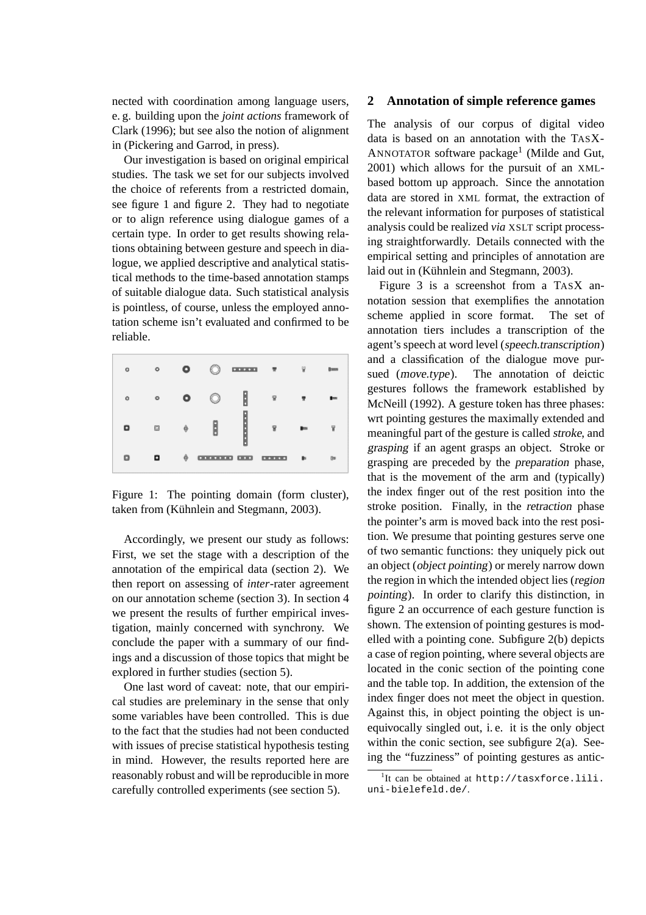nected with coordination among language users, e. g. building upon the *joint actions* framework of Clark (1996); but see also the notion of alignment in (Pickering and Garrod, in press).

Our investigation is based on original empirical studies. The task we set for our subjects involved the choice of referents from a restricted domain, see figure 1 and figure 2. They had to negotiate or to align reference using dialogue games of a certain type. In order to get results showing relations obtaining between gesture and speech in dialogue, we applied descriptive and analytical statistical methods to the time-based annotation stamps of suitable dialogue data. Such statistical analysis is pointless, of course, unless the employed annotation scheme isn't evaluated and confirmed to be reliable.

Figure 1: The pointing domain (form cluster), taken from (Kühnlein and Stegmann, 2003).

Accordingly, we present our study as follows: First, we set the stage with a description of the annotation of the empirical data (section 2). We then report on assessing of *inter*-rater agreement on our annotation scheme (section 3). In section 4 we present the results of further empirical investigation, mainly concerned with synchrony. We conclude the paper with a summary of our findings and a discussion of those topics that might be explored in further studies (section 5).

One last word of caveat: note, that our empirical studies are preleminary in the sense that only some variables have been controlled. This is due to the fact that the studies had not been conducted with issues of precise statistical hypothesis testing in mind. However, the results reported here are reasonably robust and will be reproducible in more carefully controlled experiments (see section 5).

## 2 Annotation of simple reference games

The analysis of our corpus of digital video data is based on an annotation with the TASX-ANNOTATOR software package[1] (Milde and Gut, 2001) which allows for the pursuit of an XML-based bottom up approach. Since the annotation data are stored in XML format, the extraction of the relevant information for purposes of statistical analysis could be realized *via* XSLT script processing straightforwardly. Details connected with the empirical setting and principles of annotation are laid out in (Kühnlein and Stegmann, 2003).

Figure 3 is a screenshot from a TASX annotation session that exemplifies the annotation scheme applied in score format. The set of annotation tiers includes a transcription of the agent's speech at word level (*speech.transcription*) and a classification of the dialogue move pursued (*move.type*). The annotation of deictic gestures follows the framework established by McNeill (1992). A gesture token has three phases: wrt pointing gestures the maximally extended and meaningful part of the gesture is called *stroke*, and *grasping* if an agent grasps an object. Stroke or grasping are preceded by the *preparation* phase, that is the movement of the arm and (typically) the index finger out of the rest position into the stroke position. Finally, in the *retraction* phase the pointer's arm is moved back into the rest position. We presume that pointing gestures serve one of two semantic functions: they uniquely pick out an object (*object pointing*) or merely narrow down the region in which the intended object lies (*region pointing*). In order to clarify this distinction, in figure 2 an occurrence of each gesture function is shown. The extension of pointing gestures is modelled with a pointing cone. Subfigure 2(b) depicts a case of region pointing, where several objects are located in the conic section of the pointing cone and the table top. In addition, the extension of the index finger does not meet the object in question. Against this, in object pointing the object is unequivocally singled out, i. e. it is the only object within the conic section, see subfigure 2(a). Seeing the "fuzziness" of pointing gestures as antic-

[1] It can be obtained at http://tasxforce.lili.uni-bielefeld.de/.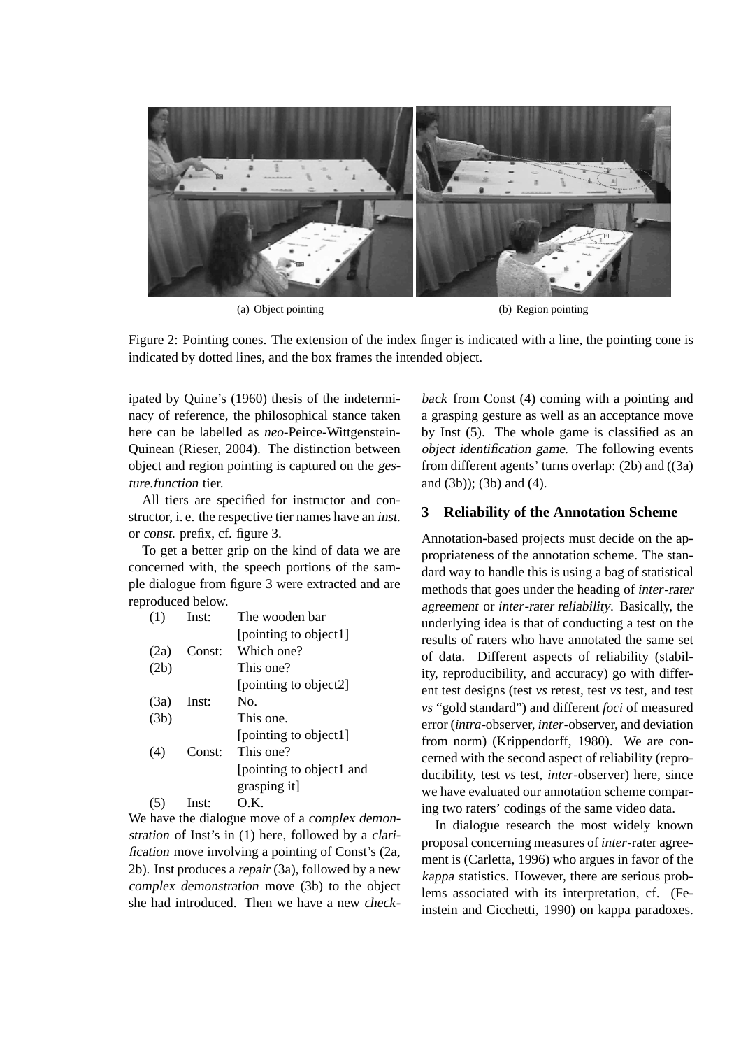(a) Object pointing

(b) Region pointing

Figure 2: Pointing cones. The extension of the index finger is indicated with a line, the pointing cone is indicated by dotted lines, and the box frames the intended object.

ipated by Quine's (1960) thesis of the indeterminacy of reference, the philosophical stance taken here can be labelled as *neo*-Peirce-Wittgenstein-Quinean (Rieser, 2004). The distinction between object and region pointing is captured on the *gesture.function* tier.

All tiers are specified for instructor and constructor, i. e. the respective tier names have an *inst.* or *const.* prefix, cf. figure 3.

To get a better grip on the kind of data we are concerned with, the speech portions of the sample dialogue from figure 3 were extracted and are reproduced below.

| | | |
|---|---|---|
| (1) | Inst: | The wooden bar [pointing to object1] |
| (2a) | Const: | Which one? |
| (2b) | | This one? [pointing to object2] |
| (3a) | Inst: | No. |
| (3b) | | This one. [pointing to object1] |
| (4) | Const: | This one? [pointing to object1 and grasping it] |
| (5) | Inst: | O.K. |

We have the dialogue move of a *complex demonstration* of Inst's in (1) here, followed by a *clarification* move involving a pointing of Const's (2a, 2b). Inst produces a *repair* (3a), followed by a new *complex demonstration* move (3b) to the object she had introduced. Then we have a new *check-back* from Const (4) coming with a pointing and a grasping gesture as well as an acceptance move by Inst (5). The whole game is classified as an *object identification game*. The following events from different agents' turns overlap: (2b) and ((3a) and (3b)); (3b) and (4).

## 3 Reliability of the Annotation Scheme

Annotation-based projects must decide on the appropriateness of the annotation scheme. The standard way to handle this is using a bag of statistical methods that goes under the heading of *inter-rater agreement* or *inter-rater reliability*. Basically, the underlying idea is that of conducting a test on the results of raters who have annotated the same set of data. Different aspects of reliability (stability, reproducibility, and accuracy) go with different test designs (test *vs* retest, test *vs* test, and test *vs* "gold standard") and different *foci* of measured error (*intra*-observer, *inter*-observer, and deviation from norm) (Krippendorff, 1980). We are concerned with the second aspect of reliability (reproducibility, test *vs* test, *inter*-observer) here, since we have evaluated our annotation scheme comparing two raters' codings of the same video data.

In dialogue research the most widely known proposal concerning measures of *inter*-rater agreement is (Carletta, 1996) who argues in favor of the *kappa* statistics. However, there are serious problems associated with its interpretation, cf. (Feinstein and Cicchetti, 1990) on kappa paradoxes.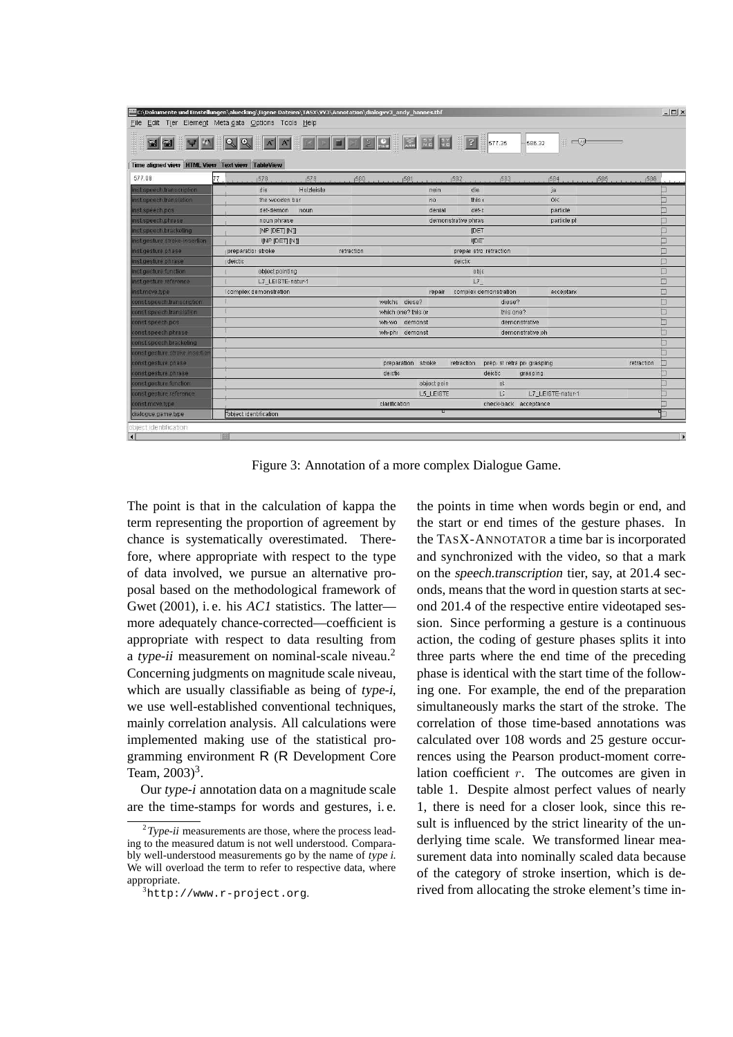Figure 3: Annotation of a more complex Dialogue Game.

The point is that in the calculation of kappa the term representing the proportion of agreement by chance is systematically overestimated. Therefore, where appropriate with respect to the type of data involved, we pursue an alternative proposal based on the methodological framework of Gwet (2001), i. e. his *AC1* statistics. The latter—more adequately chance-corrected—coefficient is appropriate with respect to data resulting from a *type-ii* measurement on nominal-scale niveau.[2] Concerning judgments on magnitude scale niveau, which are usually classifiable as being of *type-i*, we use well-established conventional techniques, mainly correlation analysis. All calculations were implemented making use of the statistical programming environment R (R Development Core Team, 2003)[3].

Our *type-i* annotation data on a magnitude scale are the time-stamps for words and gestures, i. e. the points in time when words begin or end, and the start or end times of the gesture phases. In the TASX-ANNOTATOR a time bar is incorporated and synchronized with the video, so that a mark on the *speech.transcription* tier, say, at 201.4 seconds, means that the word in question starts at second 201.4 of the respective entire videotaped session. Since performing a gesture is a continuous action, the coding of gesture phases splits it into three parts where the end time of the preceding phase is identical with the start time of the following one. For example, the end of the preparation simultaneously marks the start of the stroke. The correlation of those time-based annotations was calculated over 108 words and 25 gesture occurrences using the Pearson product-moment correlation coefficient $r$. The outcomes are given in table 1. Despite almost perfect values of nearly 1, there is need for a closer look, since this result is influenced by the strict linearity of the underlying time scale. We transformed linear measurement data into nominally scaled data because of the category of stroke insertion, which is derived from allocating the stroke element's time in-

[2] *Type-ii* measurements are those, where the process leading to the measured datum is not well understood. Comparably well-understood measurements go by the name of *type i*. We will overload the term to refer to respective data, where appropriate.

[3] `http://www.r-project.org`.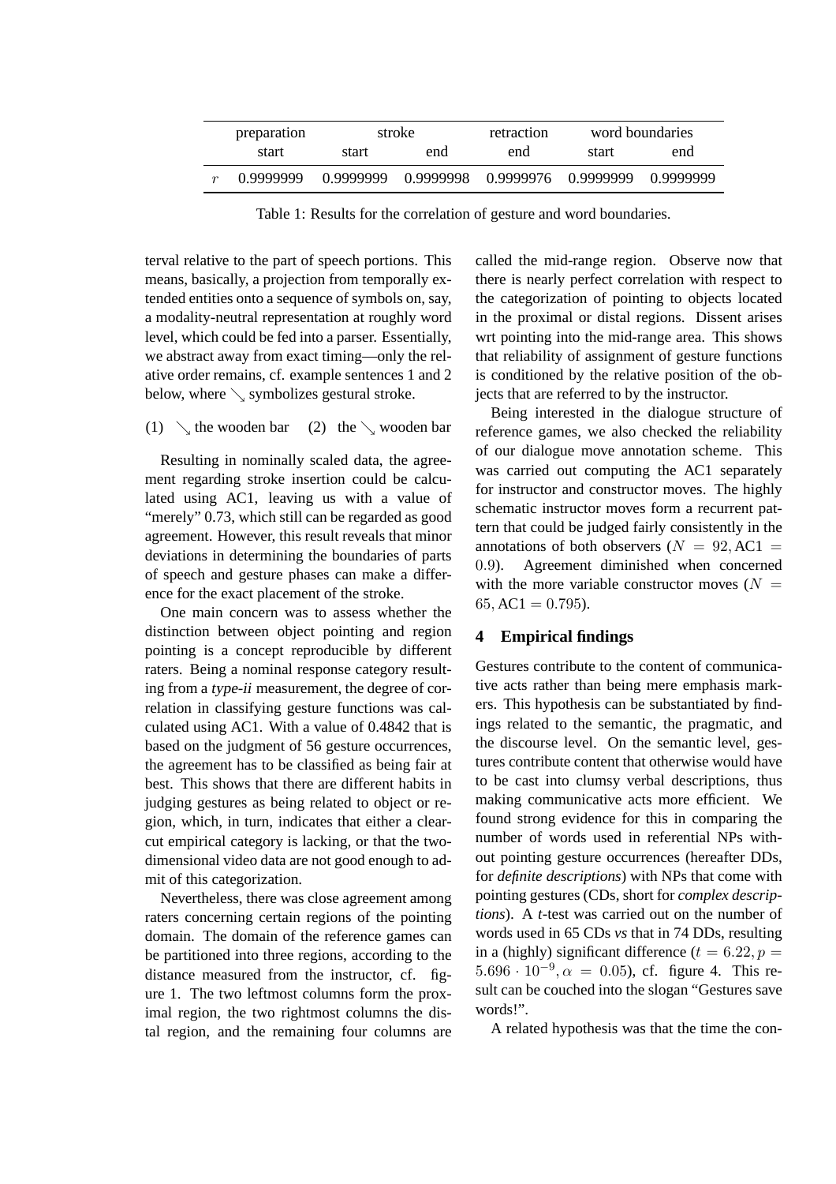| | preparation | stroke | | retraction | word boundaries | |
|---|---|---|---|---|---|---|
| | start | start | end | end | start | end |
| $r$ | 0.9999999 | 0.9999999 | 0.9999998 | 0.9999976 | 0.9999999 | 0.9999999 |

Table 1: Results for the correlation of gesture and word boundaries.

terval relative to the part of speech portions. This means, basically, a projection from temporally extended entities onto a sequence of symbols on, say, a modality-neutral representation at roughly word level, which could be fed into a parser. Essentially, we abstract away from exact timing—only the relative order remains, cf. example sentences 1 and 2 below, where $\searrow$ symbolizes gestural stroke.

(1) $\searrow$ the wooden bar (2) the $\searrow$ wooden bar

Resulting in nominally scaled data, the agreement regarding stroke insertion could be calculated using AC1, leaving us with a value of "merely" 0.73, which still can be regarded as good agreement. However, this result reveals that minor deviations in determining the boundaries of parts of speech and gesture phases can make a difference for the exact placement of the stroke.

One main concern was to assess whether the distinction between object pointing and region pointing is a concept reproducible by different raters. Being a nominal response category resulting from a *type-ii* measurement, the degree of correlation in classifying gesture functions was calculated using AC1. With a value of 0.4842 that is based on the judgment of 56 gesture occurrences, the agreement has to be classified as being fair at best. This shows that there are different habits in judging gestures as being related to object or region, which, in turn, indicates that either a clear-cut empirical category is lacking, or that the two-dimensional video data are not good enough to admit of this categorization.

Nevertheless, there was close agreement among raters concerning certain regions of the pointing domain. The domain of the reference games can be partitioned into three regions, according to the distance measured from the instructor, cf. figure 1. The two leftmost columns form the proximal region, the two rightmost columns the distal region, and the remaining four columns are called the mid-range region. Observe now that there is nearly perfect correlation with respect to the categorization of pointing to objects located in the proximal or distal regions. Dissent arises wrt pointing into the mid-range area. This shows that reliability of assignment of gesture functions is conditioned by the relative position of the objects that are referred to by the instructor.

Being interested in the dialogue structure of reference games, we also checked the reliability of our dialogue move annotation scheme. This was carried out computing the AC1 separately for instructor and constructor moves. The highly schematic instructor moves form a recurrent pattern that could be judged fairly consistently in the annotations of both observers ($N = 92, \text{AC1} = 0.9$). Agreement diminished when concerned with the more variable constructor moves ($N = 65, \text{AC1} = 0.795$).

## 4 Empirical findings

Gestures contribute to the content of communicative acts rather than being mere emphasis markers. This hypothesis can be substantiated by findings related to the semantic, the pragmatic, and the discourse level. On the semantic level, gestures contribute content that otherwise would have to be cast into clumsy verbal descriptions, thus making communicative acts more efficient. We found strong evidence for this in comparing the number of words used in referential NPs without pointing gesture occurrences (hereafter DDs, for *definite descriptions*) with NPs that come with pointing gestures (CDs, short for *complex descriptions*). A *t*-test was carried out on the number of words used in 65 CDs *vs* that in 74 DDs, resulting in a (highly) significant difference ($t = 6.22, p = 5.696 \cdot 10^{-9}, \alpha = 0.05$), cf. figure 4. This result can be couched into the slogan "Gestures save words!".

A related hypothesis was that the time the con-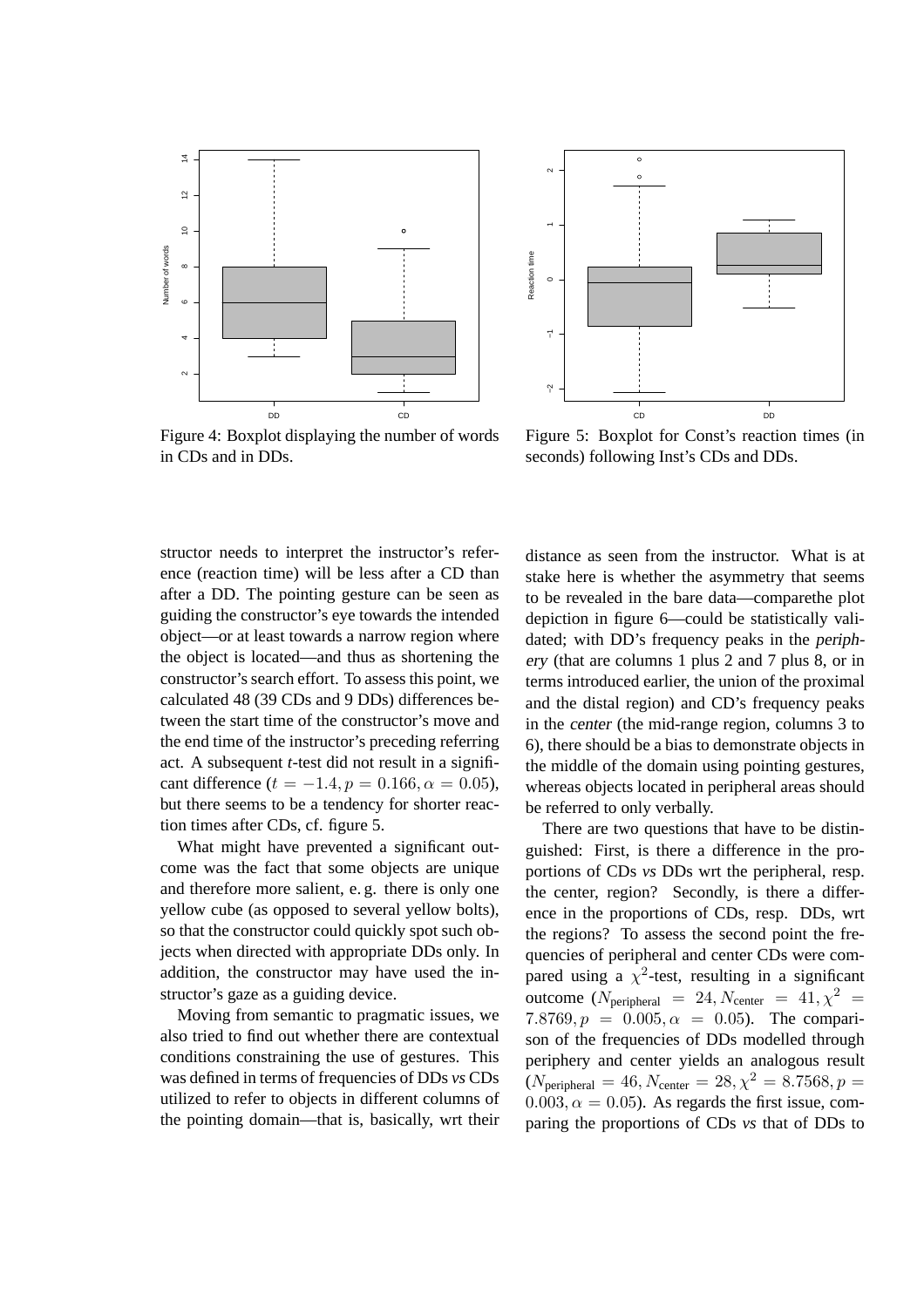Figure 4: Boxplot displaying the number of words in CDs and in DDs.

Figure 5: Boxplot for Const's reaction times (in seconds) following Inst's CDs and DDs.

structor needs to interpret the instructor's reference (reaction time) will be less after a CD than after a DD. The pointing gesture can be seen as guiding the constructor's eye towards the intended object—or at least towards a narrow region where the object is located—and thus as shortening the constructor's search effort. To assess this point, we calculated 48 (39 CDs and 9 DDs) differences between the start time of the constructor's move and the end time of the instructor's preceding referring act. A subsequent *t*-test did not result in a significant difference ($t = -1.4, p = 0.166, \alpha = 0.05$), but there seems to be a tendency for shorter reaction times after CDs, cf. figure 5.

What might have prevented a significant outcome was the fact that some objects are unique and therefore more salient, e. g. there is only one yellow cube (as opposed to several yellow bolts), so that the constructor could quickly spot such objects when directed with appropriate DDs only. In addition, the constructor may have used the instructor's gaze as a guiding device.

Moving from semantic to pragmatic issues, we also tried to find out whether there are contextual conditions constraining the use of gestures. This was defined in terms of frequencies of DDs *vs* CDs utilized to refer to objects in different columns of the pointing domain—that is, basically, wrt their distance as seen from the instructor. What is at stake here is whether the asymmetry that seems to be revealed in the bare data—comparethe plot depiction in figure 6—could be statistically validated; with DD's frequency peaks in the *periphery* (that are columns 1 plus 2 and 7 plus 8, or in terms introduced earlier, the union of the proximal and the distal region) and CD's frequency peaks in the *center* (the mid-range region, columns 3 to 6), there should be a bias to demonstrate objects in the middle of the domain using pointing gestures, whereas objects located in peripheral areas should be referred to only verbally.

There are two questions that have to be distinguished: First, is there a difference in the proportions of CDs *vs* DDs wrt the peripheral, resp. the center, region? Secondly, is there a difference in the proportions of CDs, resp. DDs, wrt the regions? To assess the second point the frequencies of peripheral and center CDs were compared using a $\chi^2$-test, resulting in a significant outcome ($N_{\text{peripheral}} = 24, N_{\text{center}} = 41, \chi^2 = 7.8769, p = 0.005, \alpha = 0.05$). The comparison of the frequencies of DDs modelled through periphery and center yields an analogous result ($N_{\text{peripheral}} = 46, N_{\text{center}} = 28, \chi^2 = 8.7568, p = 0.003, \alpha = 0.05$). As regards the first issue, comparing the proportions of CDs *vs* that of DDs to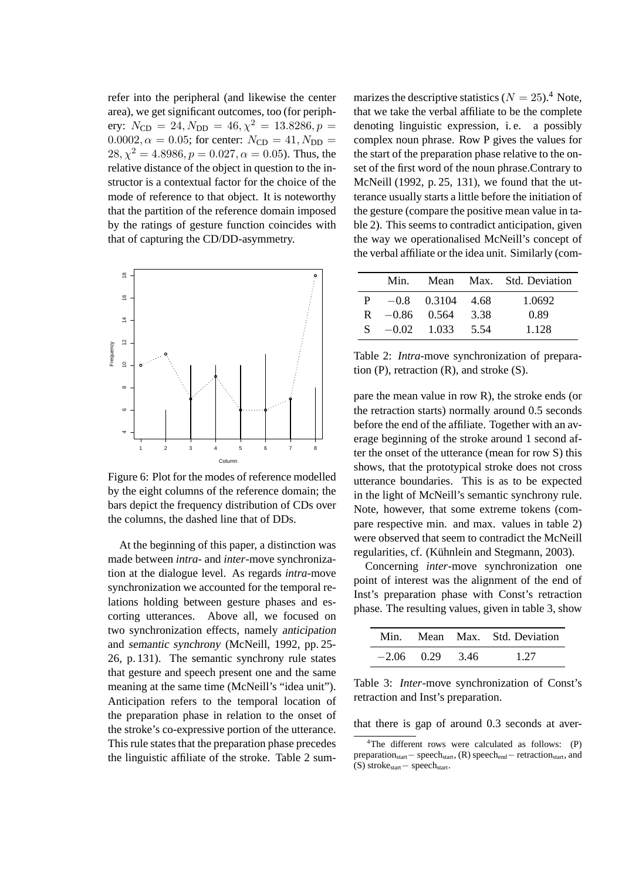refer into the peripheral (and likewise the center area), we get significant outcomes, too (for periphery: $N_{\text{CD}} = 24, N_{\text{DD}} = 46, \chi^2 = 13.8286, p = 0.0002, \alpha = 0.05$; for center: $N_{\text{CD}} = 41, N_{\text{DD}} = 28, \chi^2 = 4.8986, p = 0.027, \alpha = 0.05$). Thus, the relative distance of the object in question to the instructor is a contextual factor for the choice of the mode of reference to that object. It is noteworthy that the partition of the reference domain imposed by the ratings of gesture function coincides with that of capturing the CD/DD-asymmetry.

Figure 6: Plot for the modes of reference modelled by the eight columns of the reference domain; the bars depict the frequency distribution of CDs over the columns, the dashed line that of DDs.

At the beginning of this paper, a distinction was made between *intra*- and *inter*-move synchronization at the dialogue level. As regards *intra*-move synchronization we accounted for the temporal relations holding between gesture phases and escorting utterances. Above all, we focused on two synchronization effects, namely *anticipation* and *semantic synchrony* (McNeill, 1992, pp. 25-26, p. 131). The semantic synchrony rule states that gesture and speech present one and the same meaning at the same time (McNeill's "idea unit"). Anticipation refers to the temporal location of the preparation phase in relation to the onset of the stroke's co-expressive portion of the utterance. This rule states that the preparation phase precedes the linguistic affiliate of the stroke. Table 2 summarizes the descriptive statistics ($N = 25$).[4] Note, that we take the verbal affiliate to be the complete denoting linguistic expression, i. e. a possibly complex noun phrase. Row P gives the values for the start of the preparation phase relative to the onset of the first word of the noun phrase.Contrary to McNeill (1992, p. 25, 131), we found that the utterance usually starts a little before the initiation of the gesture (compare the positive mean value in table 2). This seems to contradict anticipation, given the way we operationalised McNeill's concept of the verbal affiliate or the idea unit. Similarly (compare the mean value in row R), the stroke ends (or the retraction starts) normally around 0.5 seconds before the end of the affiliate. Together with an average beginning of the stroke around 1 second after the onset of the utterance (mean for row S) this shows, that the prototypical stroke does not cross utterance boundaries. This is as to be expected in the light of McNeill's semantic synchrony rule. Note, however, that some extreme tokens (compare respective min. and max. values in table 2) were observed that seem to contradict the McNeill regularities, cf. (Kühnlein and Stegmann, 2003).

| | Min. | Mean | Max. | Std. Deviation |
|---|---|---|---|---|
| P | $-0.8$ | 0.3104 | 4.68 | 1.0692 |
| R | $-0.86$ | 0.564 | 3.38 | 0.89 |
| S | $-0.02$ | 1.033 | 5.54 | 1.128 |

Table 2: *Intra*-move synchronization of preparation (P), retraction (R), and stroke (S).

Concerning *inter*-move synchronization one point of interest was the alignment of the end of Inst's preparation phase with Const's retraction phase. The resulting values, given in table 3, show that there is gap of around 0.3 seconds at aver-

| Min. | Mean | Max. | Std. Deviation |
|---|---|---|---|
| $-2.06$ | 0.29 | 3.46 | 1.27 |

Table 3: *Inter*-move synchronization of Const's retraction and Inst's preparation.

[4] The different rows were calculated as follows: (P) $\text{preparation}_{\text{start}} - \text{speech}_{\text{start}}$, (R) $\text{speech}_{\text{end}} - \text{retraction}_{\text{start}}$, and (S) $\text{stroke}_{\text{start}} - \text{speech}_{\text{start}}$.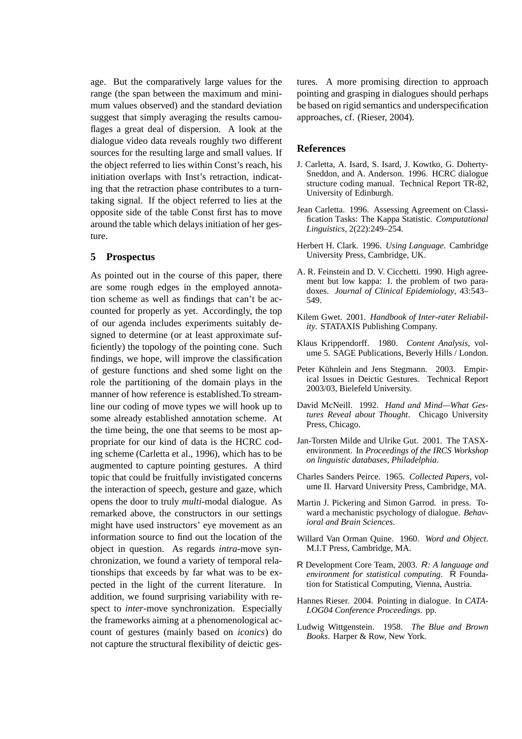age. But the comparatively large values for the range (the span between the maximum and minimum values observed) and the standard deviation suggest that simply averaging the results camouflages a great deal of dispersion. A look at the dialogue video data reveals roughly two different sources for the resulting large and small values. If the object referred to lies within Const's reach, his initiation overlaps with Inst's retraction, indicating that the retraction phase contributes to a turn-taking signal. If the object referred to lies at the opposite side of the table Const first has to move around the table which delays initiation of her gesture.

## 5 Prospectus

As pointed out in the course of this paper, there are some rough edges in the employed annotation scheme as well as findings that can't be accounted for properly as yet. Accordingly, the top of our agenda includes experiments suitably designed to determine (or at least approximate sufficiently) the topology of the pointing cone. Such findings, we hope, will improve the classification of gesture functions and shed some light on the role the partitioning of the domain plays in the manner of how reference is established.To streamline our coding of move types we will hook up to some already established annotation scheme. At the time being, the one that seems to be most appropriate for our kind of data is the HCRC coding scheme (Carletta et al., 1996), which has to be augmented to capture pointing gestures. A third topic that could be fruitfully invistigated concerns the interaction of speech, gesture and gaze, which opens the door to truly *multi*-modal dialogue. As remarked above, the constructors in our settings might have used instructors' eye movement as an information source to find out the location of the object in question. As regards *intra*-move synchronization, we found a variety of temporal relationships that exceeds by far what was to be expected in the light of the current literature. In addition, we found surprising variability with respect to *inter*-move synchronization. Especially the frameworks aiming at a phenomenological account of gestures (mainly based on *iconics*) do not capture the structural flexibility of deictic gestures. A more promising direction to approach pointing and grasping in dialogues should perhaps be based on rigid semantics and underspecification approaches, cf. (Rieser, 2004).

## References

J. Carletta, A. Isard, S. Isard, J. Kowtko, G. Doherty-Sneddon, and A. Anderson. 1996. HCRC dialogue structure coding manual. Technical Report TR-82, University of Edinburgh.

Jean Carletta. 1996. Assessing Agreement on Classification Tasks: The Kappa Statistic. *Computational Linguistics*, 2(22):249–254.

Herbert H. Clark. 1996. *Using Language*. Cambridge University Press, Cambridge, UK.

A. R. Feinstein and D. V. Cicchetti. 1990. High agreement but low kappa: I. the problem of two paradoxes. *Journal of Clinical Epidemiology*, 43:543–549.

Kilem Gwet. 2001. *Handbook of Inter-rater Reliability*. STATAXIS Publishing Company.

Klaus Krippendorff. 1980. *Content Analysis*, volume 5. SAGE Publications, Beverly Hills / London.

Peter Kühnlein and Jens Stegmann. 2003. Empirical Issues in Deictic Gestures. Technical Report 2003/03, Bielefeld University.

David McNeill. 1992. *Hand and Mind—What Gestures Reveal about Thought*. Chicago University Press, Chicago.

Jan-Torsten Milde and Ulrike Gut. 2001. The TASX-environment. In *Proceedings of the IRCS Workshop on linguistic databases, Philadelphia*.

Charles Sanders Peirce. 1965. *Collected Papers*, volume II. Harvard University Press, Cambridge, MA.

Martin J. Pickering and Simon Garrod. in press. Toward a mechanistic psychology of dialogue. *Behavioral and Brain Sciences*.

Willard Van Orman Quine. 1960. *Word and Object*. M.I.T Press, Cambridge, MA.

R Development Core Team, 2003. *R: A language and environment for statistical computing*. R Foundation for Statistical Computing, Vienna, Austria.

Hannes Rieser. 2004. Pointing in dialogue. In *CATALOG04 Conference Proceedings*. pp.

Ludwig Wittgenstein. 1958. *The Blue and Brown Books*. Harper & Row, New York.